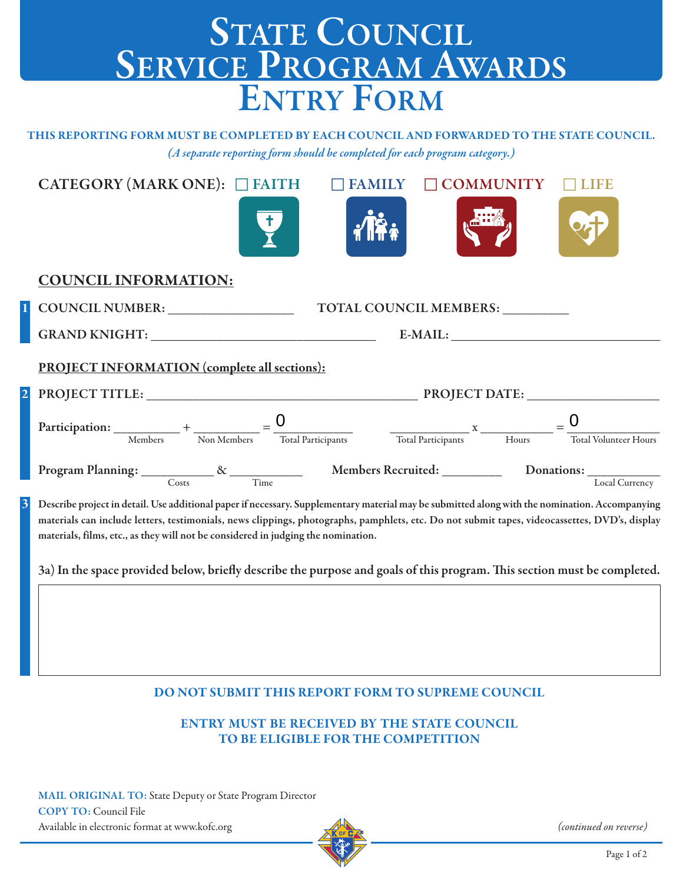# STATE COUNCIL SERVICE PROGRAM AWARDS

# ENTRY FORM

**THIS REPORTING FORM MUST BE COMPLETED BY EACH COUNCIL AND FORWARDED TO THE STATE COUNCIL.**

*(A separate reporting form should be completed for each program category.)*

**CATEGORY (MARK ONE):** ☐ FAITH ☐ FAMILY ☐ COMMUNITY ☐ LIFE

## COUNCIL INFORMATION:

**1**

COUNCIL NUMBER: ____________________ TOTAL COUNCIL MEMBERS: __________

GRAND KNIGHT: ____________________________________ E-MAIL: ________________________________

## PROJECT INFORMATION (complete all sections):

**2**

PROJECT TITLE: ________________________________________ PROJECT DATE: ____________________

Participation: __________ (Members) + __________ (Non Members) = 0 (Total Participants)    __________ (Total Participants) x __________ (Hours) = 0 (Total Volunteer Hours)

Program Planning: __________ (Costs) & __________ (Time)    Members Recruited: __________    Donations: __________ (Local Currency)

**3**

**Describe project in detail. Use additional paper if necessary. Supplementary material may be submitted along with the nomination. Accompanying materials can include letters, testimonials, news clippings, photographs, pamphlets, etc. Do not submit tapes, videocassettes, DVD's, display materials, films, etc., as they will not be considered in judging the nomination.**

**3a) In the space provided below, briefly describe the purpose and goals of this program. This section must be completed.**

**DO NOT SUBMIT THIS REPORT FORM TO SUPREME COUNCIL**

**ENTRY MUST BE RECEIVED BY THE STATE COUNCIL TO BE ELIGIBLE FOR THE COMPETITION**

**MAIL ORIGINAL TO:** State Deputy or State Program Director

**COPY TO:** Council File

Available in electronic format at www.kofc.org

*(continued on reverse)*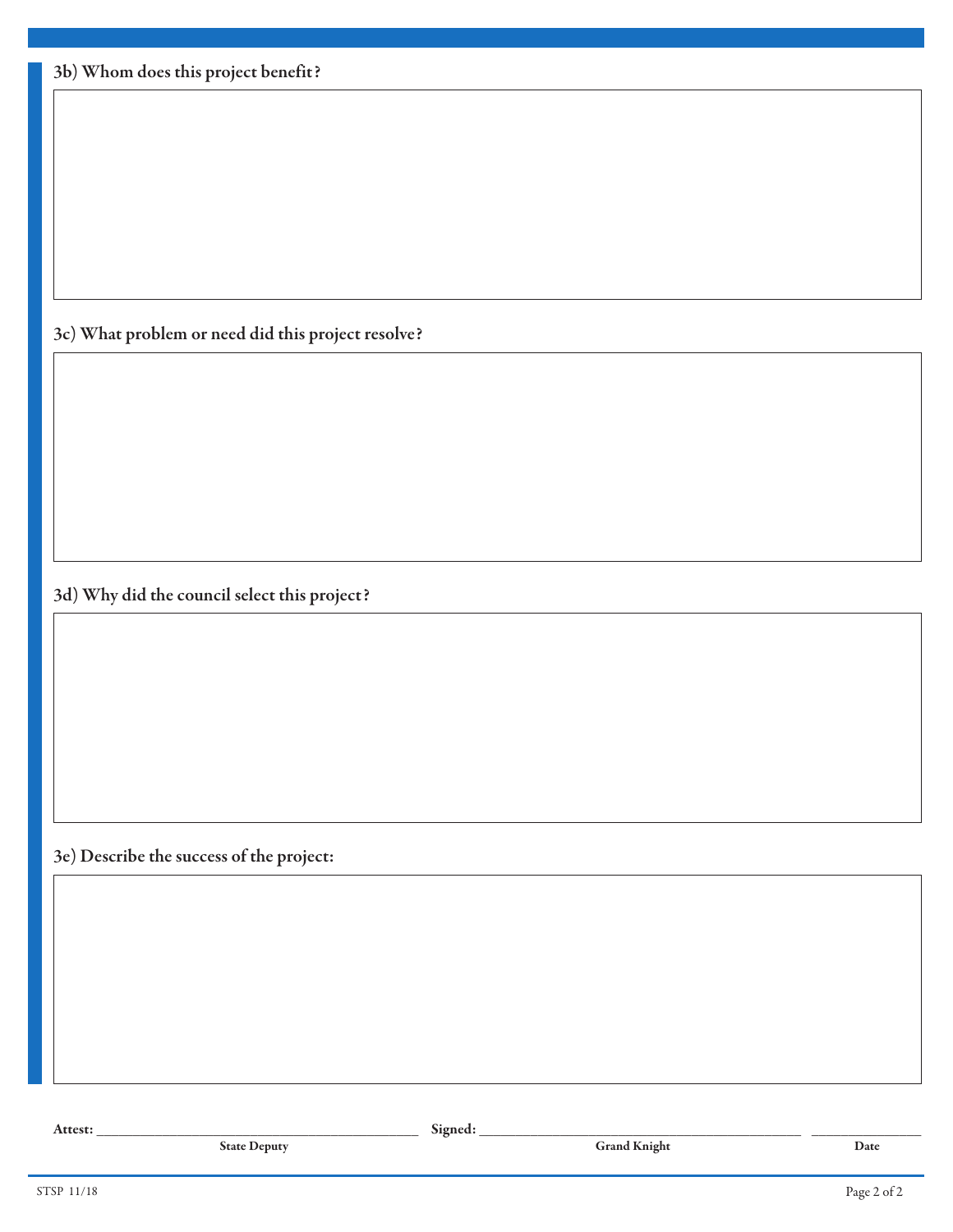### 3b) Whom does this project benefit?

### 3c) What problem or need did this project resolve?

### 3d) Why did the council select this project?

### 3e) Describe the success of the project:

**Attest:** ______________________________ **Signed:** ______________________________ ______________

**State Deputy** **Grand Knight** **Date**

STSP 11/18